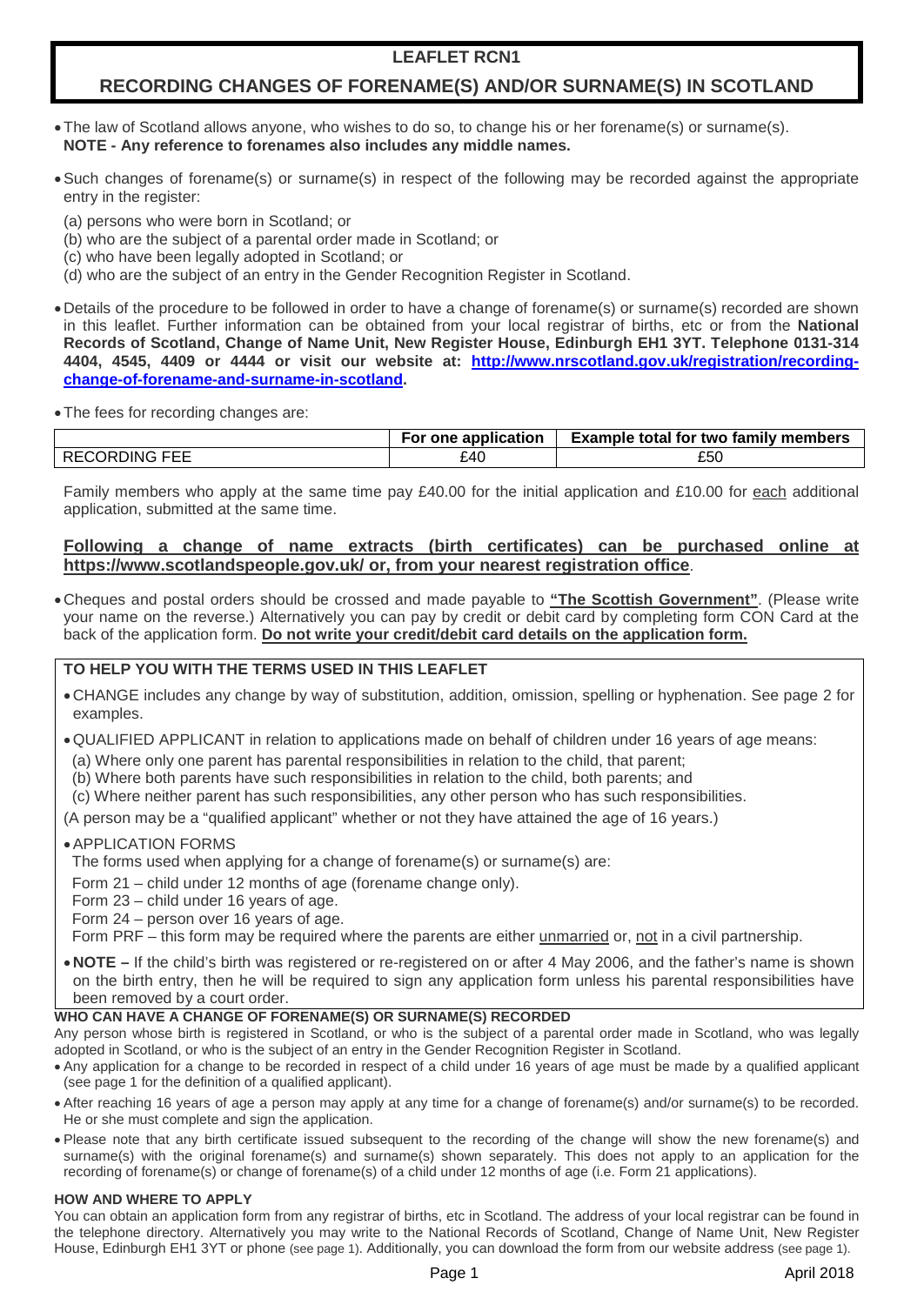# LEAFLET RCN1

# RECORDING CHANGES OF FORENAME(S) AND/OR SURNAME(S) IN SCOTLAND

- The law of Scotland allows anyone, who wishes to do so, to change his or her forename(s) or surname(s).
  **NOTE - Any reference to forenames also includes any middle names.**

- Such changes of forename(s) or surname(s) in respect of the following may be recorded against the appropriate entry in the register:

  (a) persons who were born in Scotland; or
  (b) who are the subject of a parental order made in Scotland; or
  (c) who have been legally adopted in Scotland; or
  (d) who are the subject of an entry in the Gender Recognition Register in Scotland.

- Details of the procedure to be followed in order to have a change of forename(s) or surname(s) recorded are shown in this leaflet. Further information can be obtained from your local registrar of births, etc or from the **National Records of Scotland, Change of Name Unit, New Register House, Edinburgh EH1 3YT. Telephone 0131-314 4404, 4545, 4409 or 4444 or visit our website at: http://www.nrscotland.gov.uk/registration/recording-change-of-forename-and-surname-in-scotland.**

- The fees for recording changes are:

| | For one application | Example total for two family members |
|---|---|---|
| RECORDING FEE | £40 | £50 |

Family members who apply at the same time pay £40.00 for the initial application and £10.00 for each additional application, submitted at the same time.

**Following a change of name extracts (birth certificates) can be purchased online at https://www.scotlandspeople.gov.uk/ or, from your nearest registration office**.

- Cheques and postal orders should be crossed and made payable to **"The Scottish Government"**. (Please write your name on the reverse.) Alternatively you can pay by credit or debit card by completing form CON Card at the back of the application form. **Do not write your credit/debit card details on the application form.**

## TO HELP YOU WITH THE TERMS USED IN THIS LEAFLET

- CHANGE includes any change by way of substitution, addition, omission, spelling or hyphenation. See page 2 for examples.

- QUALIFIED APPLICANT in relation to applications made on behalf of children under 16 years of age means:
  (a) Where only one parent has parental responsibilities in relation to the child, that parent;
  (b) Where both parents have such responsibilities in relation to the child, both parents; and
  (c) Where neither parent has such responsibilities, any other person who has such responsibilities.

  (A person may be a "qualified applicant" whether or not they have attained the age of 16 years.)

- APPLICATION FORMS
  The forms used when applying for a change of forename(s) or surname(s) are:

  Form 21 – child under 12 months of age (forename change only).
  Form 23 – child under 16 years of age.
  Form 24 – person over 16 years of age.
  Form PRF – this form may be required where the parents are either unmarried or, not in a civil partnership.

- **NOTE –** If the child's birth was registered or re-registered on or after 4 May 2006, and the father's name is shown on the birth entry, then he will be required to sign any application form unless his parental responsibilities have been removed by a court order.

## WHO CAN HAVE A CHANGE OF FORENAME(S) OR SURNAME(S) RECORDED

Any person whose birth is registered in Scotland, or who is the subject of a parental order made in Scotland, who was legally adopted in Scotland, or who is the subject of an entry in the Gender Recognition Register in Scotland.

- Any application for a change to be recorded in respect of a child under 16 years of age must be made by a qualified applicant (see page 1 for the definition of a qualified applicant).
- After reaching 16 years of age a person may apply at any time for a change of forename(s) and/or surname(s) to be recorded. He or she must complete and sign the application.
- Please note that any birth certificate issued subsequent to the recording of the change will show the new forename(s) and surname(s) with the original forename(s) and surname(s) shown separately. This does not apply to an application for the recording of forename(s) or change of forename(s) of a child under 12 months of age (i.e. Form 21 applications).

## HOW AND WHERE TO APPLY

You can obtain an application form from any registrar of births, etc in Scotland. The address of your local registrar can be found in the telephone directory. Alternatively you may write to the National Records of Scotland, Change of Name Unit, New Register House, Edinburgh EH1 3YT or phone (see page 1). Additionally, you can download the form from our website address (see page 1).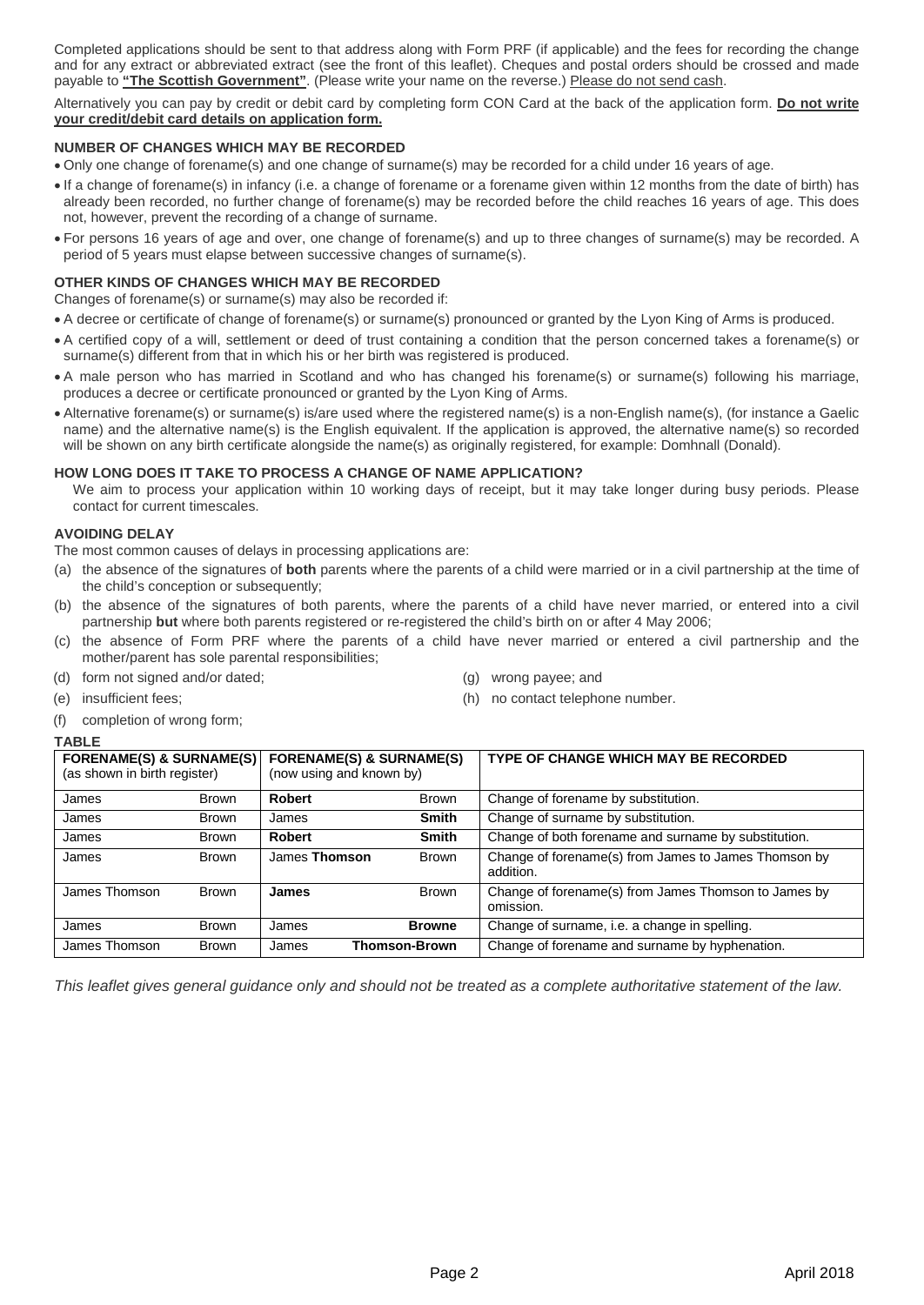Completed applications should be sent to that address along with Form PRF (if applicable) and the fees for recording the change and for any extract or abbreviated extract (see the front of this leaflet). Cheques and postal orders should be crossed and made payable to **"The Scottish Government"**. (Please write your name on the reverse.) Please do not send cash.

Alternatively you can pay by credit or debit card by completing form CON Card at the back of the application form. **Do not write your credit/debit card details on application form.**

### NUMBER OF CHANGES WHICH MAY BE RECORDED

- Only one change of forename(s) and one change of surname(s) may be recorded for a child under 16 years of age.
- If a change of forename(s) in infancy (i.e. a change of forename or a forename given within 12 months from the date of birth) has already been recorded, no further change of forename(s) may be recorded before the child reaches 16 years of age. This does not, however, prevent the recording of a change of surname.
- For persons 16 years of age and over, one change of forename(s) and up to three changes of surname(s) may be recorded. A period of 5 years must elapse between successive changes of surname(s).

### OTHER KINDS OF CHANGES WHICH MAY BE RECORDED

Changes of forename(s) or surname(s) may also be recorded if:

- A decree or certificate of change of forename(s) or surname(s) pronounced or granted by the Lyon King of Arms is produced.
- A certified copy of a will, settlement or deed of trust containing a condition that the person concerned takes a forename(s) or surname(s) different from that in which his or her birth was registered is produced.
- A male person who has married in Scotland and who has changed his forename(s) or surname(s) following his marriage, produces a decree or certificate pronounced or granted by the Lyon King of Arms.
- Alternative forename(s) or surname(s) is/are used where the registered name(s) is a non-English name(s), (for instance a Gaelic name) and the alternative name(s) is the English equivalent. If the application is approved, the alternative name(s) so recorded will be shown on any birth certificate alongside the name(s) as originally registered, for example: Domhnall (Donald).

### HOW LONG DOES IT TAKE TO PROCESS A CHANGE OF NAME APPLICATION?

We aim to process your application within 10 working days of receipt, but it may take longer during busy periods. Please contact for current timescales.

### AVOIDING DELAY

The most common causes of delays in processing applications are:

(a) the absence of the signatures of **both** parents where the parents of a child were married or in a civil partnership at the time of the child's conception or subsequently;

(b) the absence of the signatures of both parents, where the parents of a child have never married, or entered into a civil partnership **but** where both parents registered or re-registered the child's birth on or after 4 May 2006;

(c) the absence of Form PRF where the parents of a child have never married or entered a civil partnership and the mother/parent has sole parental responsibilities;

(d) form not signed and/or dated;

(e) insufficient fees;

(f) completion of wrong form;

(g) wrong payee; and

(h) no contact telephone number.

### TABLE

| FORENAME(S) & SURNAME(S) (as shown in birth register) | | FORENAME(S) & SURNAME(S) (now using and known by) | | TYPE OF CHANGE WHICH MAY BE RECORDED |
|---|---|---|---|---|
| James | Brown | **Robert** | Brown | Change of forename by substitution. |
| James | Brown | James | **Smith** | Change of surname by substitution. |
| James | Brown | **Robert** | **Smith** | Change of both forename and surname by substitution. |
| James | Brown | James **Thomson** | Brown | Change of forename(s) from James to James Thomson by addition. |
| James Thomson | Brown | **James** | Brown | Change of forename(s) from James Thomson to James by omission. |
| James | Brown | James | **Browne** | Change of surname, i.e. a change in spelling. |
| James Thomson | Brown | James | **Thomson-Brown** | Change of forename and surname by hyphenation. |

*This leaflet gives general guidance only and should not be treated as a complete authoritative statement of the law.*